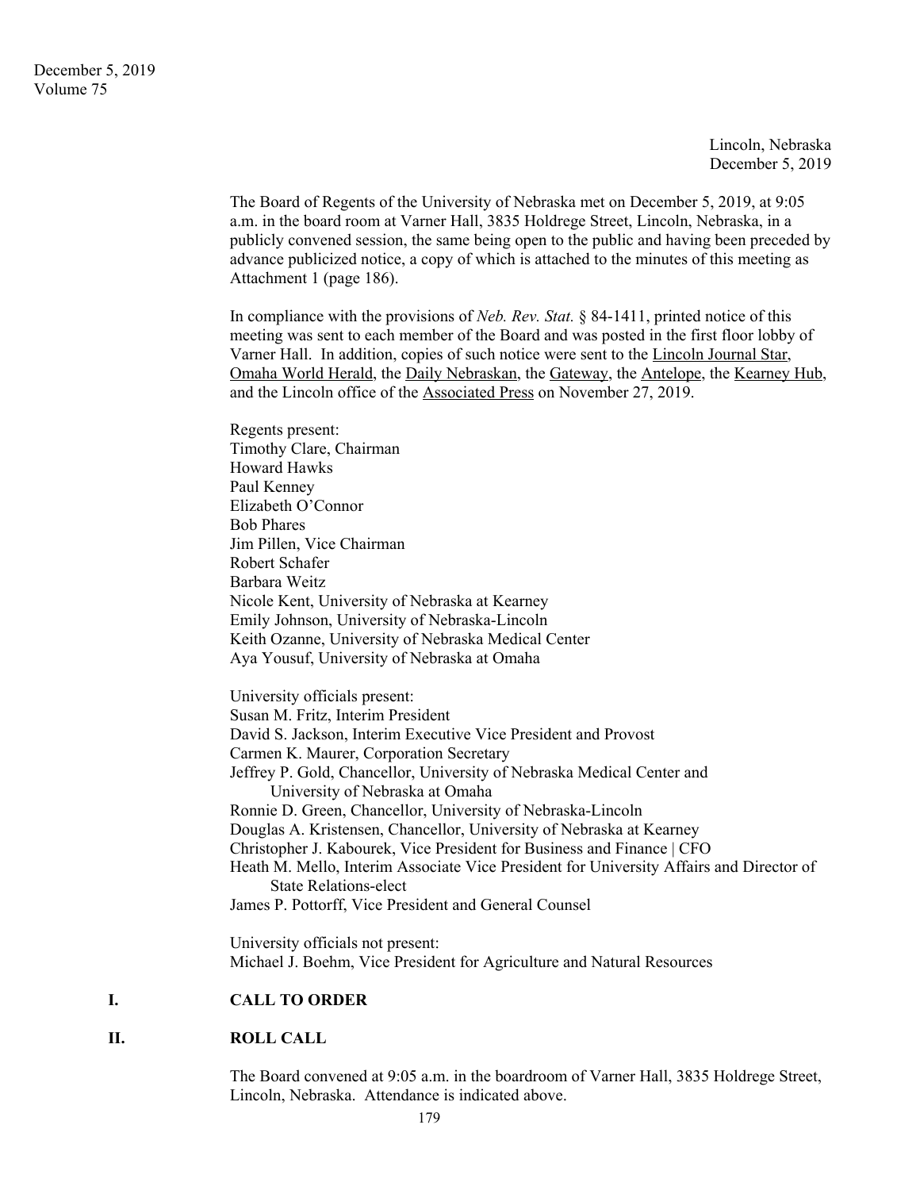Lincoln, Nebraska
December 5, 2019

The Board of Regents of the University of Nebraska met on December 5, 2019, at 9:05 a.m. in the board room at Varner Hall, 3835 Holdrege Street, Lincoln, Nebraska, in a publicly convened session, the same being open to the public and having been preceded by advance publicized notice, a copy of which is attached to the minutes of this meeting as Attachment 1 (page 186).

In compliance with the provisions of *Neb. Rev. Stat.* § 84-1411, printed notice of this meeting was sent to each member of the Board and was posted in the first floor lobby of Varner Hall. In addition, copies of such notice were sent to the Lincoln Journal Star, Omaha World Herald, the Daily Nebraskan, the Gateway, the Antelope, the Kearney Hub, and the Lincoln office of the Associated Press on November 27, 2019.

Regents present:
Timothy Clare, Chairman
Howard Hawks
Paul Kenney
Elizabeth O'Connor
Bob Phares
Jim Pillen, Vice Chairman
Robert Schafer
Barbara Weitz
Nicole Kent, University of Nebraska at Kearney
Emily Johnson, University of Nebraska-Lincoln
Keith Ozanne, University of Nebraska Medical Center
Aya Yousuf, University of Nebraska at Omaha

University officials present:
Susan M. Fritz, Interim President
David S. Jackson, Interim Executive Vice President and Provost
Carmen K. Maurer, Corporation Secretary
Jeffrey P. Gold, Chancellor, University of Nebraska Medical Center and University of Nebraska at Omaha
Ronnie D. Green, Chancellor, University of Nebraska-Lincoln
Douglas A. Kristensen, Chancellor, University of Nebraska at Kearney
Christopher J. Kabourek, Vice President for Business and Finance | CFO
Heath M. Mello, Interim Associate Vice President for University Affairs and Director of State Relations-elect
James P. Pottorff, Vice President and General Counsel

University officials not present:
Michael J. Boehm, Vice President for Agriculture and Natural Resources

## I. CALL TO ORDER

## II. ROLL CALL

The Board convened at 9:05 a.m. in the boardroom of Varner Hall, 3835 Holdrege Street, Lincoln, Nebraska. Attendance is indicated above.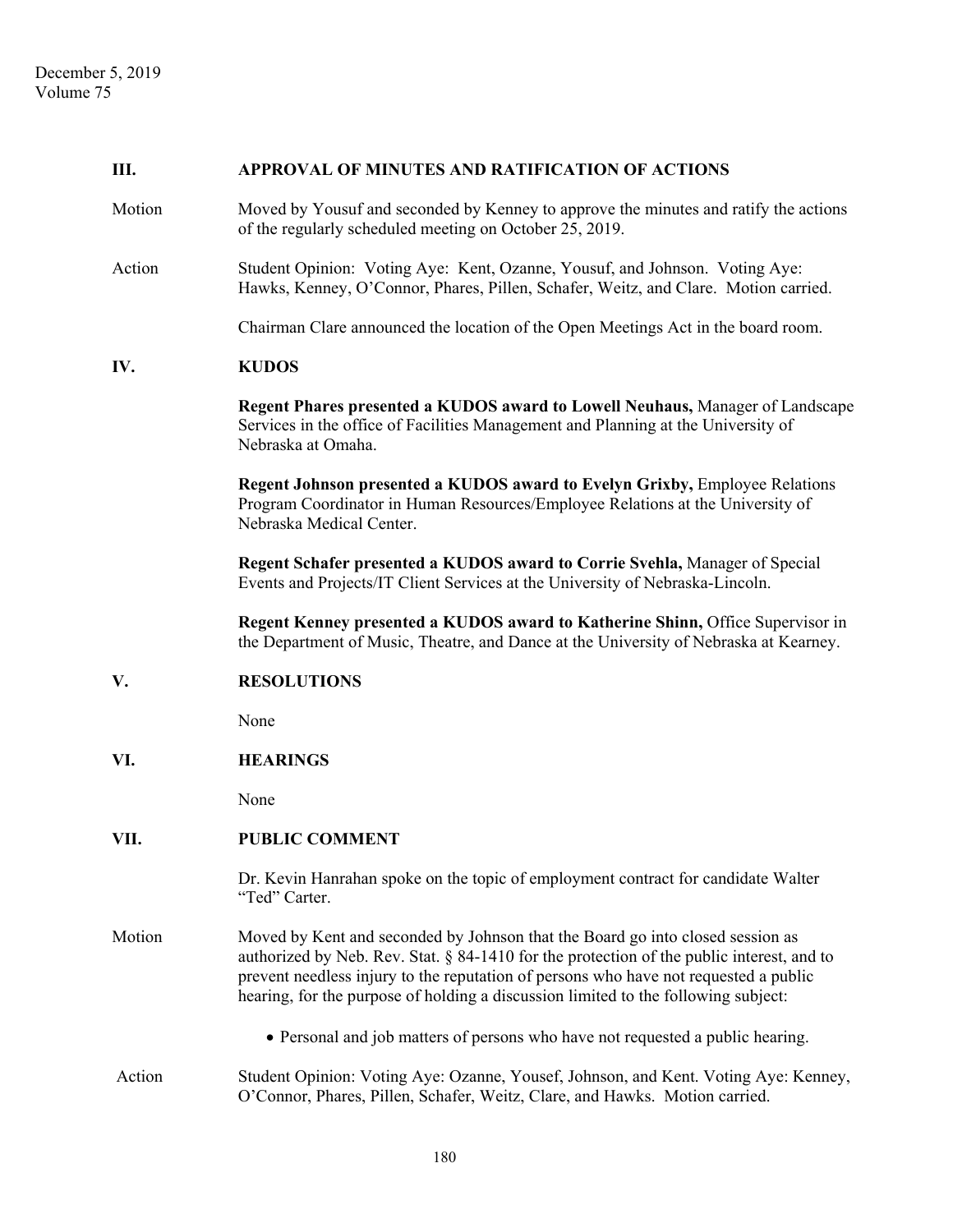## III. APPROVAL OF MINUTES AND RATIFICATION OF ACTIONS

Motion — Moved by Yousuf and seconded by Kenney to approve the minutes and ratify the actions of the regularly scheduled meeting on October 25, 2019.

Action — Student Opinion: Voting Aye: Kent, Ozanne, Yousuf, and Johnson. Voting Aye: Hawks, Kenney, O'Connor, Phares, Pillen, Schafer, Weitz, and Clare. Motion carried.

Chairman Clare announced the location of the Open Meetings Act in the board room.

## IV. KUDOS

**Regent Phares presented a KUDOS award to Lowell Neuhaus,** Manager of Landscape Services in the office of Facilities Management and Planning at the University of Nebraska at Omaha.

**Regent Johnson presented a KUDOS award to Evelyn Grixby,** Employee Relations Program Coordinator in Human Resources/Employee Relations at the University of Nebraska Medical Center.

**Regent Schafer presented a KUDOS award to Corrie Svehla,** Manager of Special Events and Projects/IT Client Services at the University of Nebraska-Lincoln.

**Regent Kenney presented a KUDOS award to Katherine Shinn,** Office Supervisor in the Department of Music, Theatre, and Dance at the University of Nebraska at Kearney.

## V. RESOLUTIONS

None

## VI. HEARINGS

None

## VII. PUBLIC COMMENT

Dr. Kevin Hanrahan spoke on the topic of employment contract for candidate Walter "Ted" Carter.

Motion — Moved by Kent and seconded by Johnson that the Board go into closed session as authorized by Neb. Rev. Stat. § 84-1410 for the protection of the public interest, and to prevent needless injury to the reputation of persons who have not requested a public hearing, for the purpose of holding a discussion limited to the following subject:

- Personal and job matters of persons who have not requested a public hearing.

Action — Student Opinion: Voting Aye: Ozanne, Yousef, Johnson, and Kent. Voting Aye: Kenney, O'Connor, Phares, Pillen, Schafer, Weitz, Clare, and Hawks. Motion carried.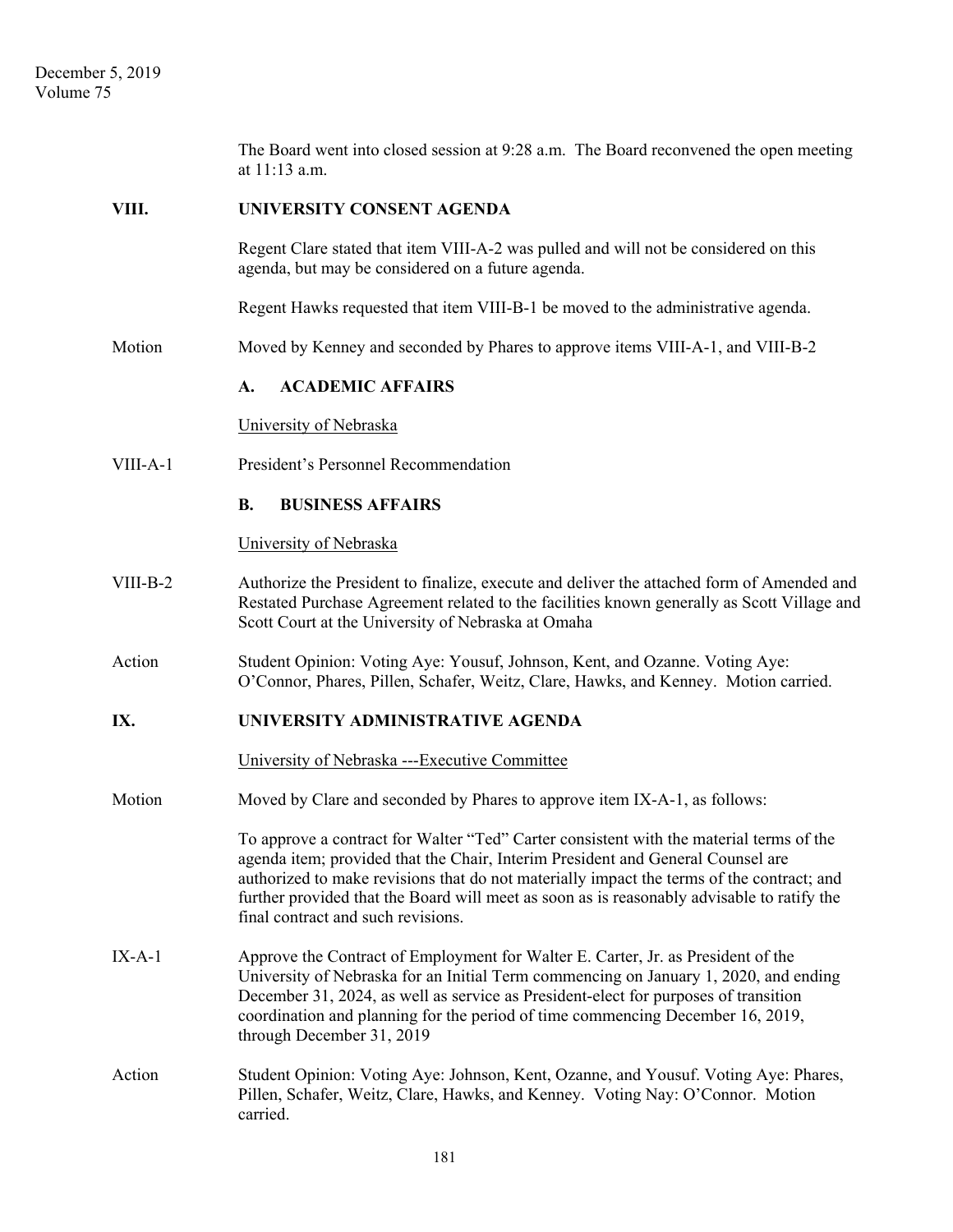The Board went into closed session at 9:28 a.m. The Board reconvened the open meeting at 11:13 a.m.

## VIII. UNIVERSITY CONSENT AGENDA

Regent Clare stated that item VIII-A-2 was pulled and will not be considered on this agenda, but may be considered on a future agenda.

Regent Hawks requested that item VIII-B-1 be moved to the administrative agenda.

Motion — Moved by Kenney and seconded by Phares to approve items VIII-A-1, and VIII-B-2

### A. ACADEMIC AFFAIRS

University of Nebraska

VIII-A-1 — President's Personnel Recommendation

### B. BUSINESS AFFAIRS

University of Nebraska

VIII-B-2 — Authorize the President to finalize, execute and deliver the attached form of Amended and Restated Purchase Agreement related to the facilities known generally as Scott Village and Scott Court at the University of Nebraska at Omaha

Action — Student Opinion: Voting Aye: Yousuf, Johnson, Kent, and Ozanne. Voting Aye: O'Connor, Phares, Pillen, Schafer, Weitz, Clare, Hawks, and Kenney. Motion carried.

## IX. UNIVERSITY ADMINISTRATIVE AGENDA

University of Nebraska ---Executive Committee

Motion — Moved by Clare and seconded by Phares to approve item IX-A-1, as follows:

To approve a contract for Walter "Ted" Carter consistent with the material terms of the agenda item; provided that the Chair, Interim President and General Counsel are authorized to make revisions that do not materially impact the terms of the contract; and further provided that the Board will meet as soon as is reasonably advisable to ratify the final contract and such revisions.

IX-A-1 — Approve the Contract of Employment for Walter E. Carter, Jr. as President of the University of Nebraska for an Initial Term commencing on January 1, 2020, and ending December 31, 2024, as well as service as President-elect for purposes of transition coordination and planning for the period of time commencing December 16, 2019, through December 31, 2019

Action — Student Opinion: Voting Aye: Johnson, Kent, Ozanne, and Yousuf. Voting Aye: Phares, Pillen, Schafer, Weitz, Clare, Hawks, and Kenney. Voting Nay: O'Connor. Motion carried.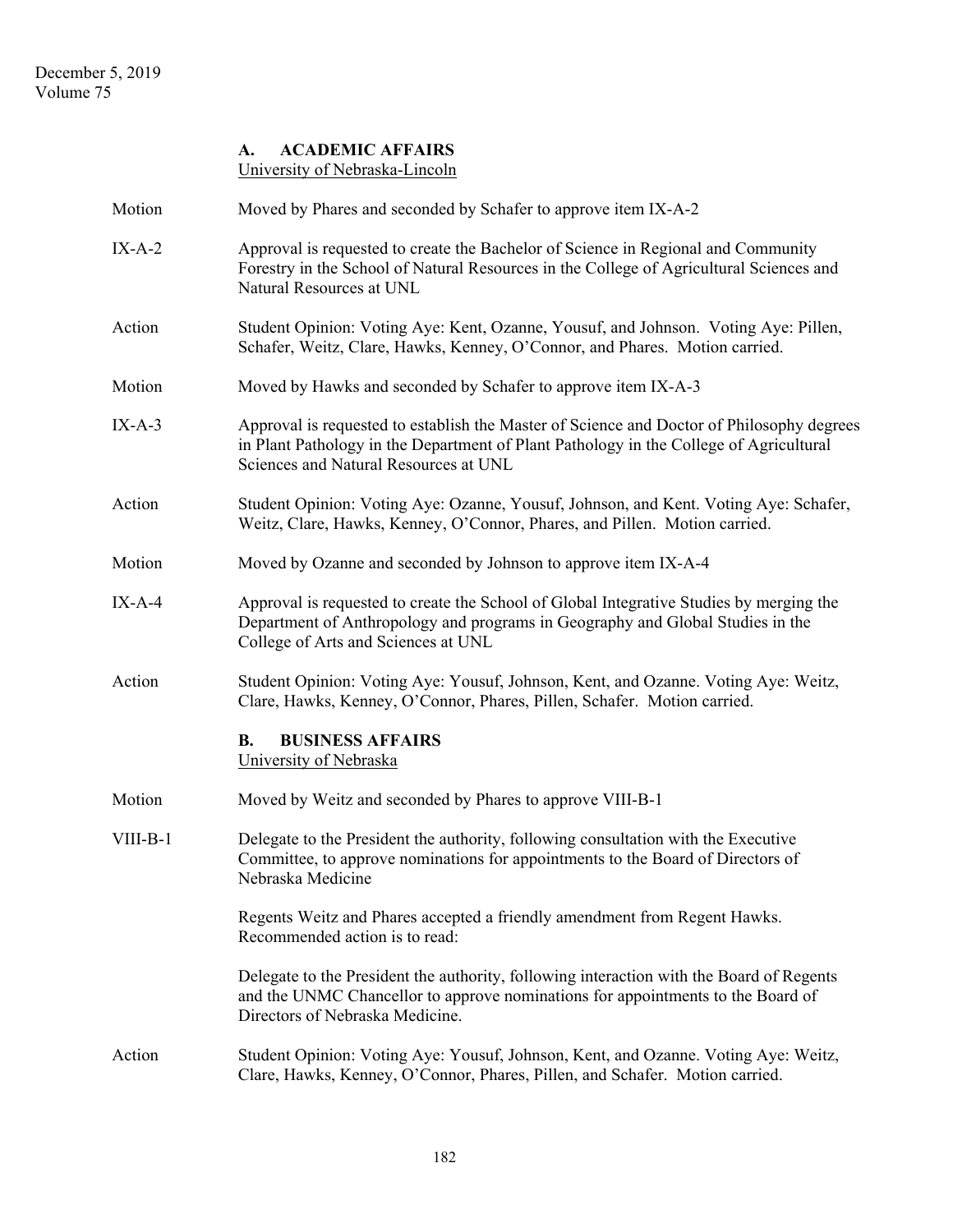### A. ACADEMIC AFFAIRS

University of Nebraska-Lincoln

| | |
|---|---|
| Motion | Moved by Phares and seconded by Schafer to approve item IX-A-2 |
| IX-A-2 | Approval is requested to create the Bachelor of Science in Regional and Community Forestry in the School of Natural Resources in the College of Agricultural Sciences and Natural Resources at UNL |
| Action | Student Opinion: Voting Aye: Kent, Ozanne, Yousuf, and Johnson. Voting Aye: Pillen, Schafer, Weitz, Clare, Hawks, Kenney, O'Connor, and Phares. Motion carried. |
| Motion | Moved by Hawks and seconded by Schafer to approve item IX-A-3 |
| IX-A-3 | Approval is requested to establish the Master of Science and Doctor of Philosophy degrees in Plant Pathology in the Department of Plant Pathology in the College of Agricultural Sciences and Natural Resources at UNL |
| Action | Student Opinion: Voting Aye: Ozanne, Yousuf, Johnson, and Kent. Voting Aye: Schafer, Weitz, Clare, Hawks, Kenney, O'Connor, Phares, and Pillen. Motion carried. |
| Motion | Moved by Ozanne and seconded by Johnson to approve item IX-A-4 |
| IX-A-4 | Approval is requested to create the School of Global Integrative Studies by merging the Department of Anthropology and programs in Geography and Global Studies in the College of Arts and Sciences at UNL |
| Action | Student Opinion: Voting Aye: Yousuf, Johnson, Kent, and Ozanne. Voting Aye: Weitz, Clare, Hawks, Kenney, O'Connor, Phares, Pillen, Schafer. Motion carried. |

### B. BUSINESS AFFAIRS

University of Nebraska

| | |
|---|---|
| Motion | Moved by Weitz and seconded by Phares to approve VIII-B-1 |
| VIII-B-1 | Delegate to the President the authority, following consultation with the Executive Committee, to approve nominations for appointments to the Board of Directors of Nebraska Medicine<br><br>Regents Weitz and Phares accepted a friendly amendment from Regent Hawks. Recommended action is to read:<br><br>Delegate to the President the authority, following interaction with the Board of Regents and the UNMC Chancellor to approve nominations for appointments to the Board of Directors of Nebraska Medicine. |
| Action | Student Opinion: Voting Aye: Yousuf, Johnson, Kent, and Ozanne. Voting Aye: Weitz, Clare, Hawks, Kenney, O'Connor, Phares, Pillen, and Schafer. Motion carried. |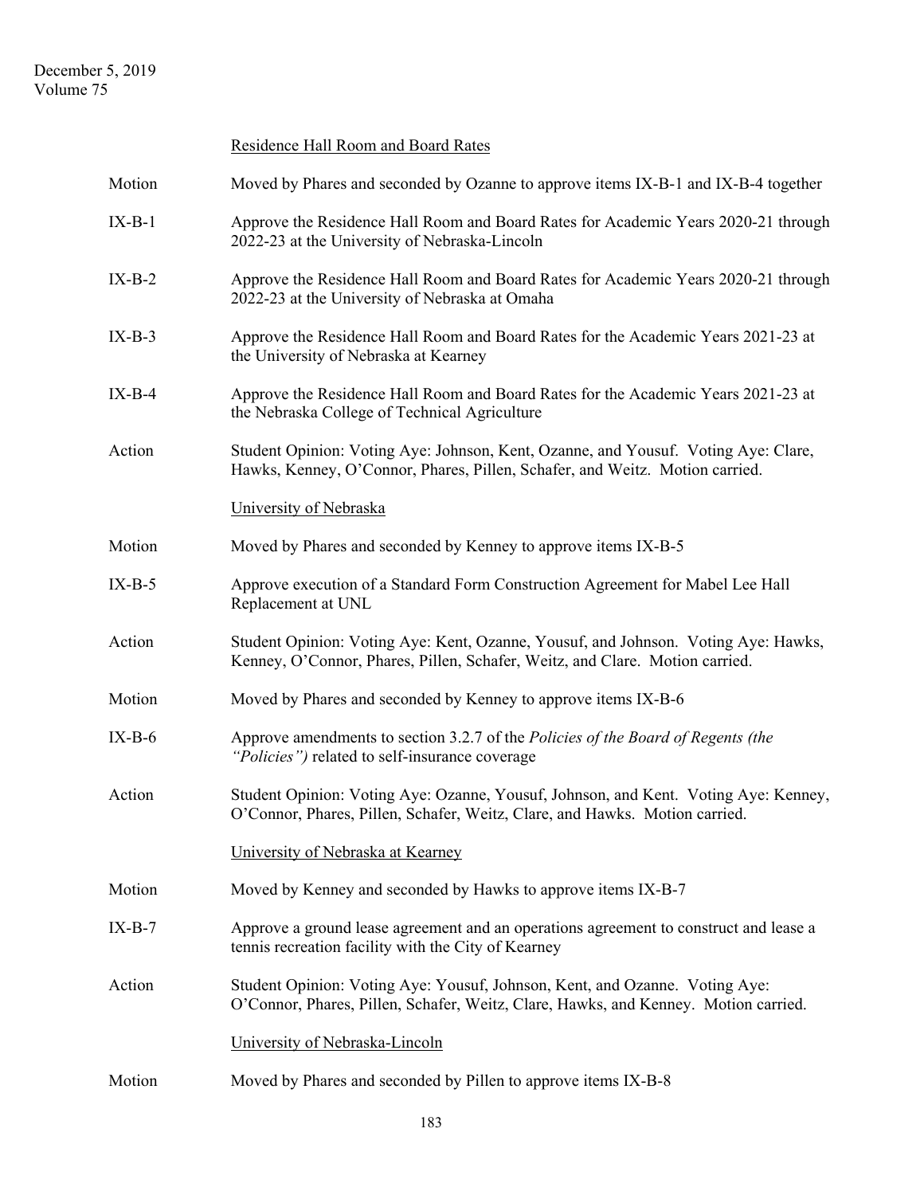Residence Hall Room and Board Rates

| | |
|---|---|
| Motion | Moved by Phares and seconded by Ozanne to approve items IX-B-1 and IX-B-4 together |
| IX-B-1 | Approve the Residence Hall Room and Board Rates for Academic Years 2020-21 through 2022-23 at the University of Nebraska-Lincoln |
| IX-B-2 | Approve the Residence Hall Room and Board Rates for Academic Years 2020-21 through 2022-23 at the University of Nebraska at Omaha |
| IX-B-3 | Approve the Residence Hall Room and Board Rates for the Academic Years 2021-23 at the University of Nebraska at Kearney |
| IX-B-4 | Approve the Residence Hall Room and Board Rates for the Academic Years 2021-23 at the Nebraska College of Technical Agriculture |
| Action | Student Opinion: Voting Aye: Johnson, Kent, Ozanne, and Yousuf. Voting Aye: Clare, Hawks, Kenney, O'Connor, Phares, Pillen, Schafer, and Weitz. Motion carried. |

University of Nebraska

| | |
|---|---|
| Motion | Moved by Phares and seconded by Kenney to approve items IX-B-5 |
| IX-B-5 | Approve execution of a Standard Form Construction Agreement for Mabel Lee Hall Replacement at UNL |
| Action | Student Opinion: Voting Aye: Kent, Ozanne, Yousuf, and Johnson. Voting Aye: Hawks, Kenney, O'Connor, Phares, Pillen, Schafer, Weitz, and Clare. Motion carried. |
| Motion | Moved by Phares and seconded by Kenney to approve items IX-B-6 |
| IX-B-6 | Approve amendments to section 3.2.7 of the *Policies of the Board of Regents (the "Policies")* related to self-insurance coverage |
| Action | Student Opinion: Voting Aye: Ozanne, Yousuf, Johnson, and Kent. Voting Aye: Kenney, O'Connor, Phares, Pillen, Schafer, Weitz, Clare, and Hawks. Motion carried. |

University of Nebraska at Kearney

| | |
|---|---|
| Motion | Moved by Kenney and seconded by Hawks to approve items IX-B-7 |
| IX-B-7 | Approve a ground lease agreement and an operations agreement to construct and lease a tennis recreation facility with the City of Kearney |
| Action | Student Opinion: Voting Aye: Yousuf, Johnson, Kent, and Ozanne. Voting Aye: O'Connor, Phares, Pillen, Schafer, Weitz, Clare, Hawks, and Kenney. Motion carried. |

University of Nebraska-Lincoln

| | |
|---|---|
| Motion | Moved by Phares and seconded by Pillen to approve items IX-B-8 |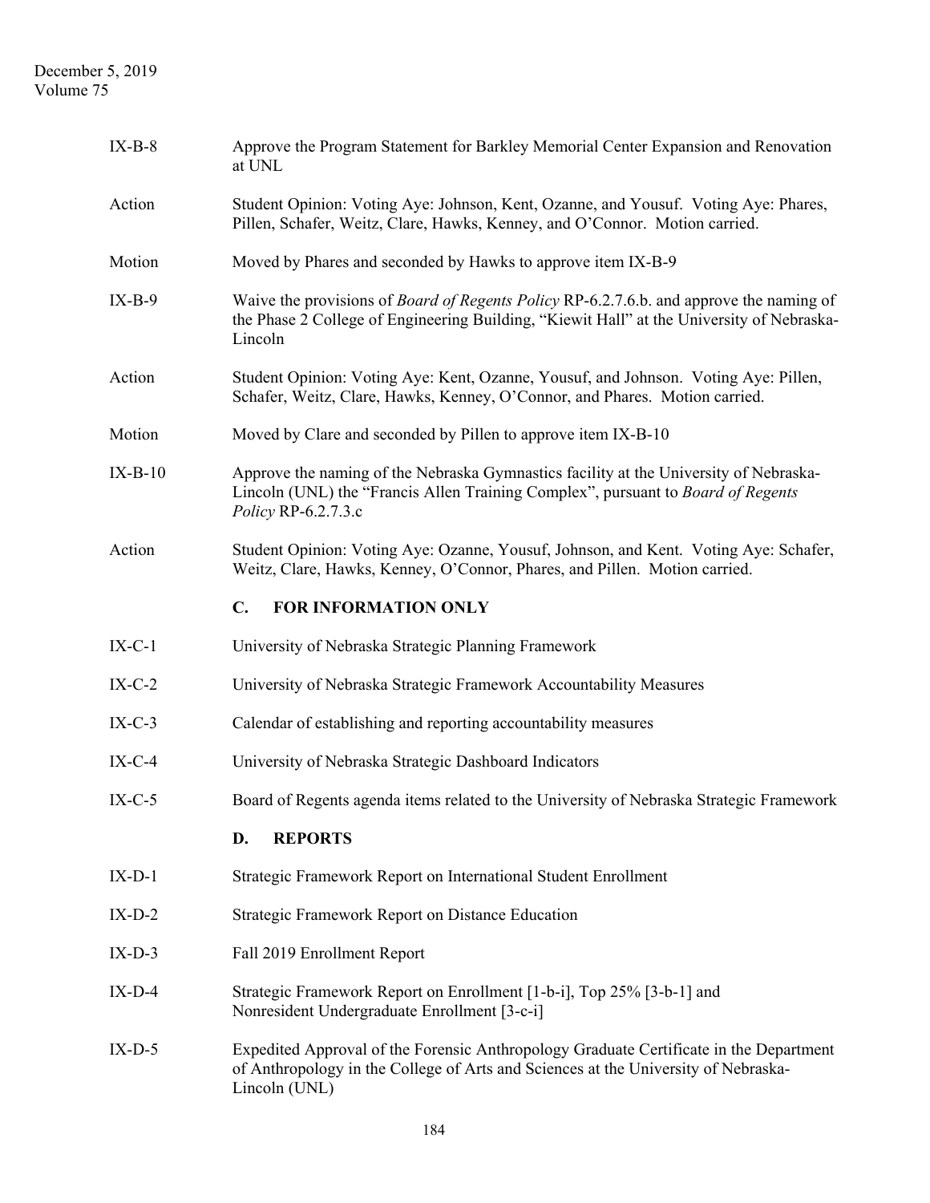| | |
|---|---|
| IX-B-8 | Approve the Program Statement for Barkley Memorial Center Expansion and Renovation at UNL |
| Action | Student Opinion: Voting Aye: Johnson, Kent, Ozanne, and Yousuf. Voting Aye: Phares, Pillen, Schafer, Weitz, Clare, Hawks, Kenney, and O'Connor. Motion carried. |
| Motion | Moved by Phares and seconded by Hawks to approve item IX-B-9 |
| IX-B-9 | Waive the provisions of *Board of Regents Policy* RP-6.2.7.6.b. and approve the naming of the Phase 2 College of Engineering Building, "Kiewit Hall" at the University of Nebraska-Lincoln |
| Action | Student Opinion: Voting Aye: Kent, Ozanne, Yousuf, and Johnson. Voting Aye: Pillen, Schafer, Weitz, Clare, Hawks, Kenney, O'Connor, and Phares. Motion carried. |
| Motion | Moved by Clare and seconded by Pillen to approve item IX-B-10 |
| IX-B-10 | Approve the naming of the Nebraska Gymnastics facility at the University of Nebraska-Lincoln (UNL) the "Francis Allen Training Complex", pursuant to *Board of Regents Policy* RP-6.2.7.3.c |
| Action | Student Opinion: Voting Aye: Ozanne, Yousuf, Johnson, and Kent. Voting Aye: Schafer, Weitz, Clare, Hawks, Kenney, O'Connor, Phares, and Pillen. Motion carried. |

### C. FOR INFORMATION ONLY

| | |
|---|---|
| IX-C-1 | University of Nebraska Strategic Planning Framework |
| IX-C-2 | University of Nebraska Strategic Framework Accountability Measures |
| IX-C-3 | Calendar of establishing and reporting accountability measures |
| IX-C-4 | University of Nebraska Strategic Dashboard Indicators |
| IX-C-5 | Board of Regents agenda items related to the University of Nebraska Strategic Framework |

### D. REPORTS

| | |
|---|---|
| IX-D-1 | Strategic Framework Report on International Student Enrollment |
| IX-D-2 | Strategic Framework Report on Distance Education |
| IX-D-3 | Fall 2019 Enrollment Report |
| IX-D-4 | Strategic Framework Report on Enrollment [1-b-i], Top 25% [3-b-1] and Nonresident Undergraduate Enrollment [3-c-i] |
| IX-D-5 | Expedited Approval of the Forensic Anthropology Graduate Certificate in the Department of Anthropology in the College of Arts and Sciences at the University of Nebraska-Lincoln (UNL) |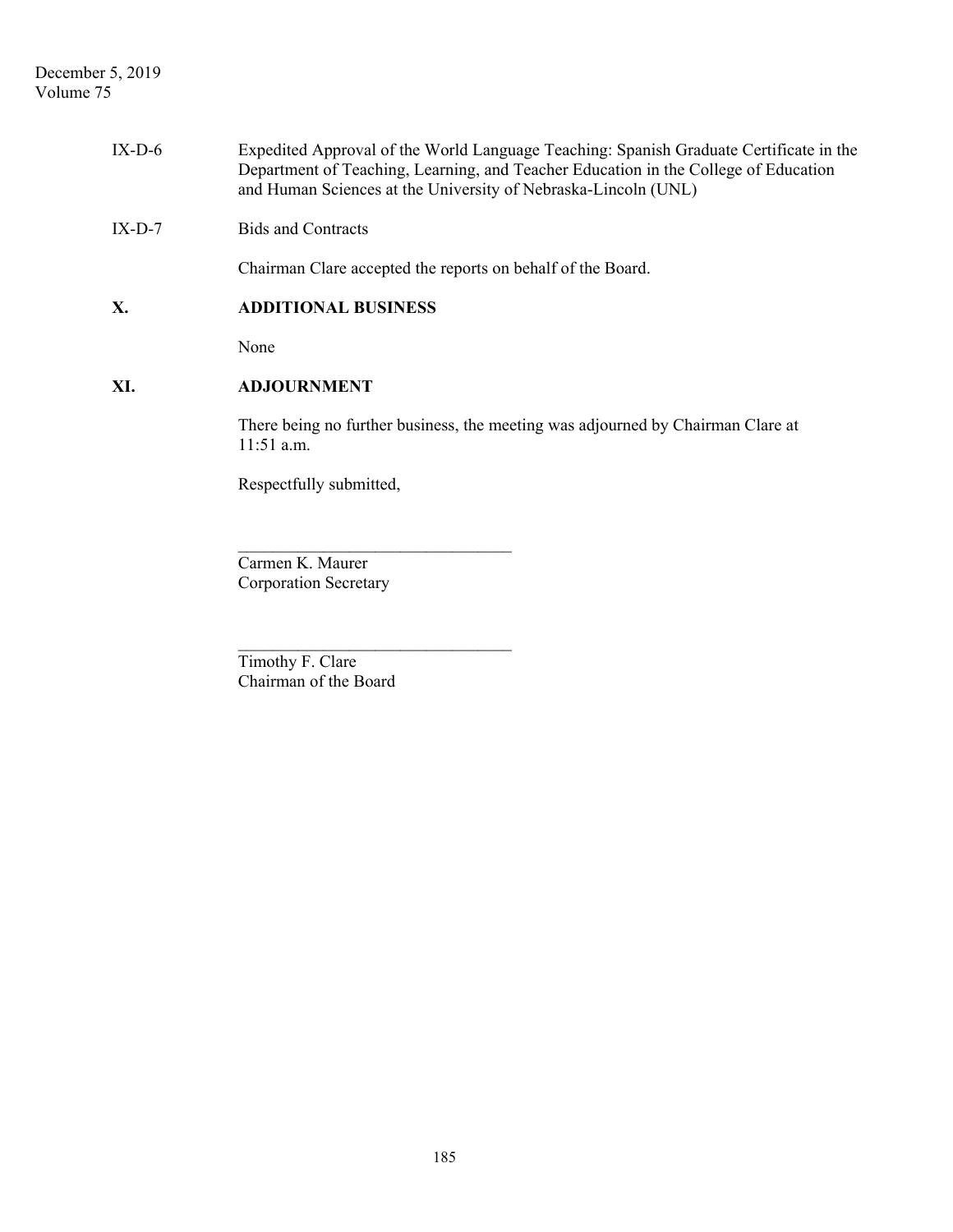IX-D-6 Expedited Approval of the World Language Teaching: Spanish Graduate Certificate in the Department of Teaching, Learning, and Teacher Education in the College of Education and Human Sciences at the University of Nebraska-Lincoln (UNL)

IX-D-7 Bids and Contracts

Chairman Clare accepted the reports on behalf of the Board.

**X. ADDITIONAL BUSINESS**

None

**XI. ADJOURNMENT**

There being no further business, the meeting was adjourned by Chairman Clare at 11:51 a.m.

Respectfully submitted,

\_\_\_\_\_\_\_\_\_\_\_\_\_\_\_\_\_\_\_\_\_\_\_\_\_\_\_\_\_\_\_\_
Carmen K. Maurer
Corporation Secretary

\_\_\_\_\_\_\_\_\_\_\_\_\_\_\_\_\_\_\_\_\_\_\_\_\_\_\_\_\_\_\_\_
Timothy F. Clare
Chairman of the Board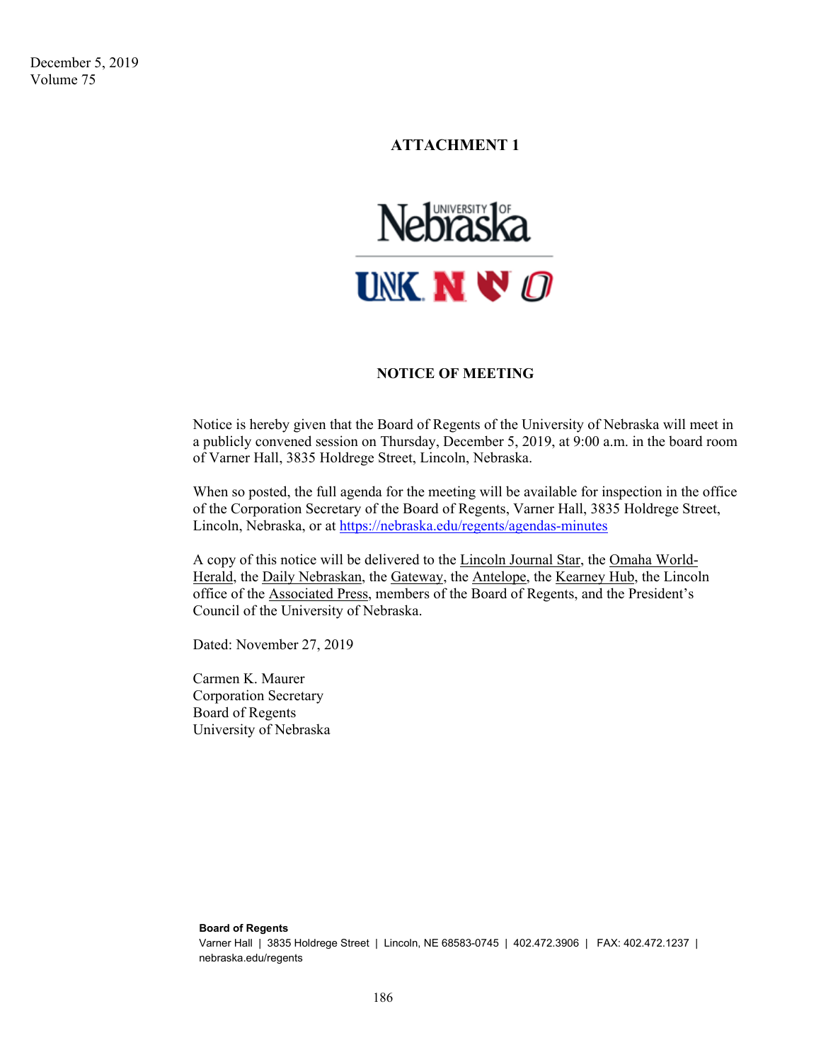## ATTACHMENT 1

### NOTICE OF MEETING

Notice is hereby given that the Board of Regents of the University of Nebraska will meet in a publicly convened session on Thursday, December 5, 2019, at 9:00 a.m. in the board room of Varner Hall, 3835 Holdrege Street, Lincoln, Nebraska.

When so posted, the full agenda for the meeting will be available for inspection in the office of the Corporation Secretary of the Board of Regents, Varner Hall, 3835 Holdrege Street, Lincoln, Nebraska, or at https://nebraska.edu/regents/agendas-minutes

A copy of this notice will be delivered to the Lincoln Journal Star, the Omaha World-Herald, the Daily Nebraskan, the Gateway, the Antelope, the Kearney Hub, the Lincoln office of the Associated Press, members of the Board of Regents, and the President's Council of the University of Nebraska.

Dated: November 27, 2019

Carmen K. Maurer
Corporation Secretary
Board of Regents
University of Nebraska

**Board of Regents**
Varner Hall | 3835 Holdrege Street | Lincoln, NE 68583-0745 | 402.472.3906 | FAX: 402.472.1237 | nebraska.edu/regents